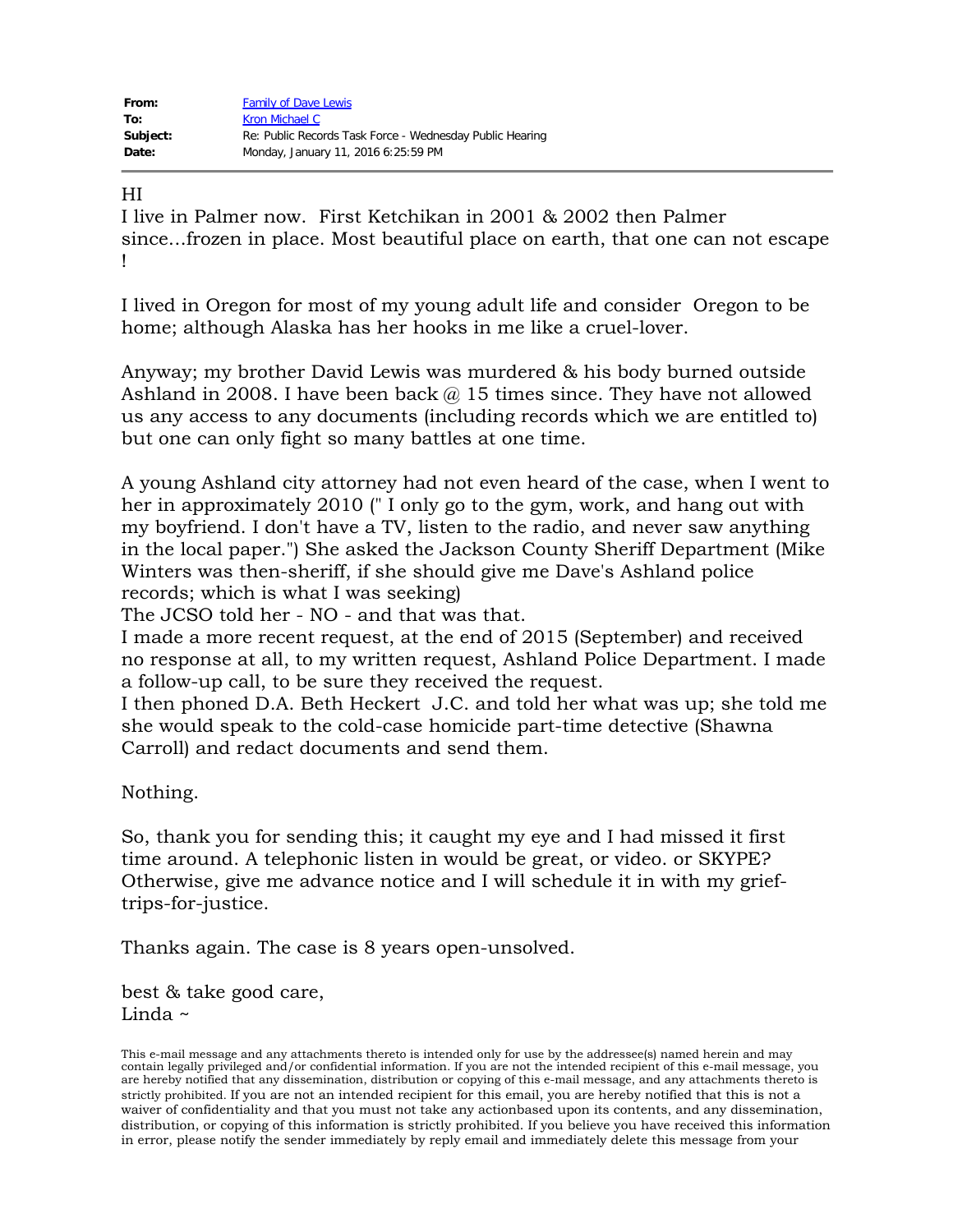| | |
|---|---|
| **From:** | Family of Dave Lewis |
| **To:** | Kron Michael C |
| **Subject:** | Re: Public Records Task Force - Wednesday Public Hearing |
| **Date:** | Monday, January 11, 2016 6:25:59 PM |

---

HI
I live in Palmer now. First Ketchikan in 2001 & 2002 then Palmer since...frozen in place. Most beautiful place on earth, that one can not escape !

I lived in Oregon for most of my young adult life and consider Oregon to be home; although Alaska has her hooks in me like a cruel-lover.

Anyway; my brother David Lewis was murdered & his body burned outside Ashland in 2008. I have been back @ 15 times since. They have not allowed us any access to any documents (including records which we are entitled to) but one can only fight so many battles at one time.

A young Ashland city attorney had not even heard of the case, when I went to her in approximately 2010 (" I only go to the gym, work, and hang out with my boyfriend. I don't have a TV, listen to the radio, and never saw anything in the local paper.") She asked the Jackson County Sheriff Department (Mike Winters was then-sheriff, if she should give me Dave's Ashland police records; which is what I was seeking)
The JCSO told her - NO - and that was that.
I made a more recent request, at the end of 2015 (September) and received no response at all, to my written request, Ashland Police Department. I made a follow-up call, to be sure they received the request.
I then phoned D.A. Beth Heckert J.C. and told her what was up; she told me she would speak to the cold-case homicide part-time detective (Shawna Carroll) and redact documents and send them.

Nothing.

So, thank you for sending this; it caught my eye and I had missed it first time around. A telephonic listen in would be great, or video. or SKYPE? Otherwise, give me advance notice and I will schedule it in with my grief-trips-for-justice.

Thanks again. The case is 8 years open-unsolved.

best & take good care,
Linda ~

This e-mail message and any attachments thereto is intended only for use by the addressee(s) named herein and may contain legally privileged and/or confidential information. If you are not the intended recipient of this e-mail message, you are hereby notified that any dissemination, distribution or copying of this e-mail message, and any attachments thereto is strictly prohibited. If you are not an intended recipient for this email, you are hereby notified that this is not a waiver of confidentiality and that you must not take any actionbased upon its contents, and any dissemination, distribution, or copying of this information is strictly prohibited. If you believe you have received this information in error, please notify the sender immediately by reply email and immediately delete this message from your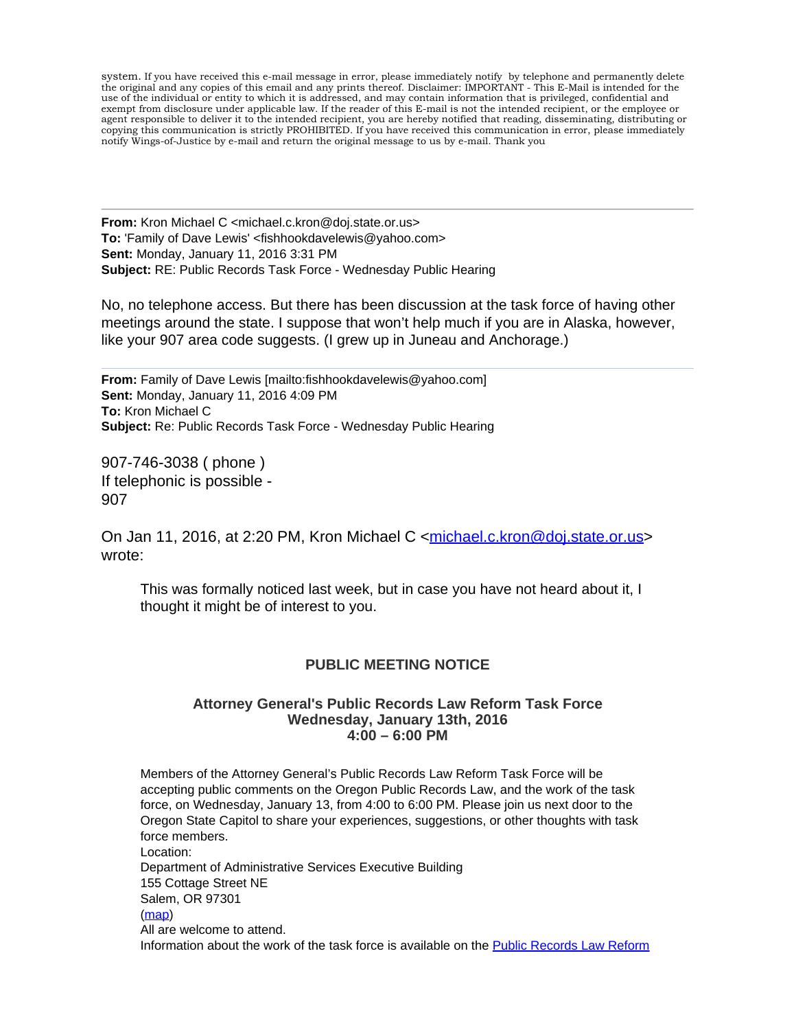system. If you have received this e-mail message in error, please immediately notify by telephone and permanently delete the original and any copies of this email and any prints thereof. Disclaimer: IMPORTANT - This E-Mail is intended for the use of the individual or entity to which it is addressed, and may contain information that is privileged, confidential and exempt from disclosure under applicable law. If the reader of this E-mail is not the intended recipient, or the employee or agent responsible to deliver it to the intended recipient, you are hereby notified that reading, disseminating, distributing or copying this communication is strictly PROHIBITED. If you have received this communication in error, please immediately notify Wings-of-Justice by e-mail and return the original message to us by e-mail. Thank you

---

**From:** Kron Michael C <michael.c.kron@doj.state.or.us>
**To:** 'Family of Dave Lewis' <fishhookdavelewis@yahoo.com>
**Sent:** Monday, January 11, 2016 3:31 PM
**Subject:** RE: Public Records Task Force - Wednesday Public Hearing

No, no telephone access. But there has been discussion at the task force of having other meetings around the state. I suppose that won't help much if you are in Alaska, however, like your 907 area code suggests. (I grew up in Juneau and Anchorage.)

---

**From:** Family of Dave Lewis [mailto:fishhookdavelewis@yahoo.com]
**Sent:** Monday, January 11, 2016 4:09 PM
**To:** Kron Michael C
**Subject:** Re: Public Records Task Force - Wednesday Public Hearing

907-746-3038 ( phone )
If telephonic is possible -
907

On Jan 11, 2016, at 2:20 PM, Kron Michael C <michael.c.kron@doj.state.or.us> wrote:

> This was formally noticed last week, but in case you have not heard about it, I thought it might be of interest to you.
>
> **PUBLIC MEETING NOTICE**
>
> **Attorney General's Public Records Law Reform Task Force**
> **Wednesday, January 13th, 2016**
> **4:00 – 6:00 PM**
>
> Members of the Attorney General's Public Records Law Reform Task Force will be accepting public comments on the Oregon Public Records Law, and the work of the task force, on Wednesday, January 13, from 4:00 to 6:00 PM. Please join us next door to the Oregon State Capitol to share your experiences, suggestions, or other thoughts with task force members.
> Location:
> Department of Administrative Services Executive Building
> 155 Cottage Street NE
> Salem, OR 97301
> (map)
> All are welcome to attend.
> Information about the work of the task force is available on the Public Records Law Reform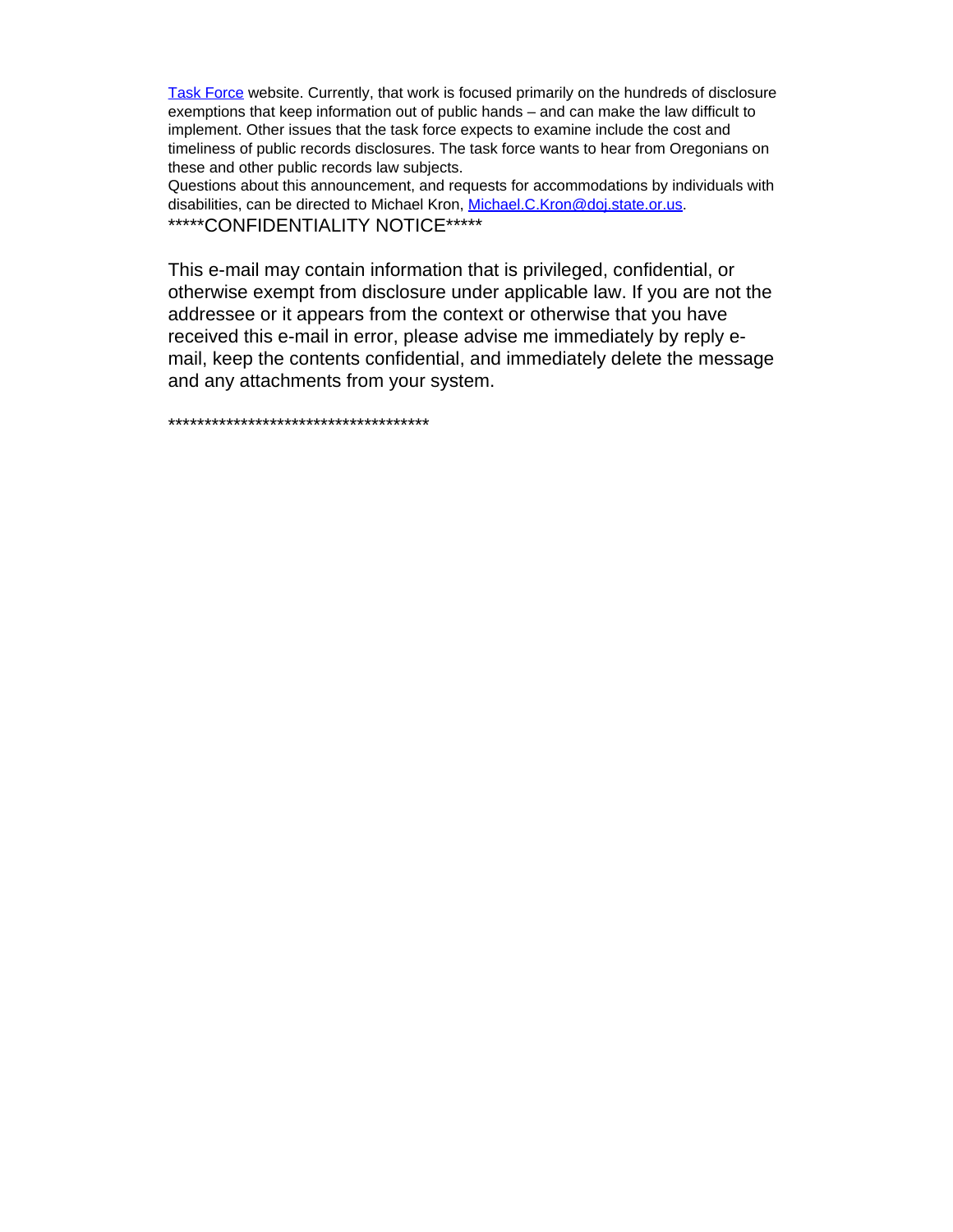Task Force website. Currently, that work is focused primarily on the hundreds of disclosure exemptions that keep information out of public hands – and can make the law difficult to implement. Other issues that the task force expects to examine include the cost and timeliness of public records disclosures. The task force wants to hear from Oregonians on these and other public records law subjects.

Questions about this announcement, and requests for accommodations by individuals with disabilities, can be directed to Michael Kron, Michael.C.Kron@doj.state.or.us.

*****CONFIDENTIALITY NOTICE*****

This e-mail may contain information that is privileged, confidential, or otherwise exempt from disclosure under applicable law. If you are not the addressee or it appears from the context or otherwise that you have received this e-mail in error, please advise me immediately by reply e-mail, keep the contents confidential, and immediately delete the message and any attachments from your system.

************************************